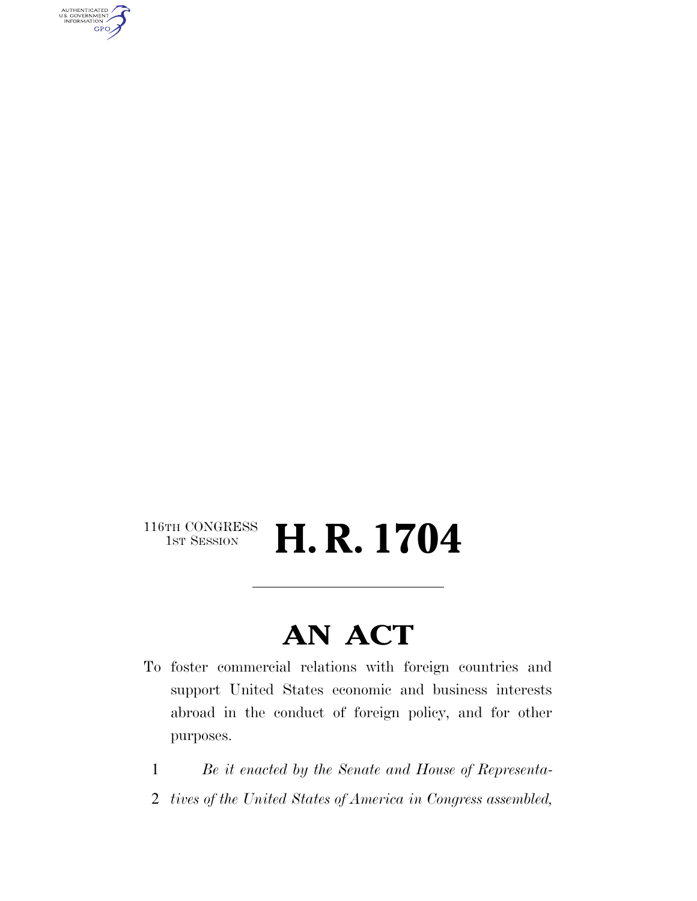116TH CONGRESS
1ST SESSION

# H. R. 1704

## AN ACT

To foster commercial relations with foreign countries and support United States economic and business interests abroad in the conduct of foreign policy, and for other purposes.

1 *Be it enacted by the Senate and House of Representa-*
2 *tives of the United States of America in Congress assembled,*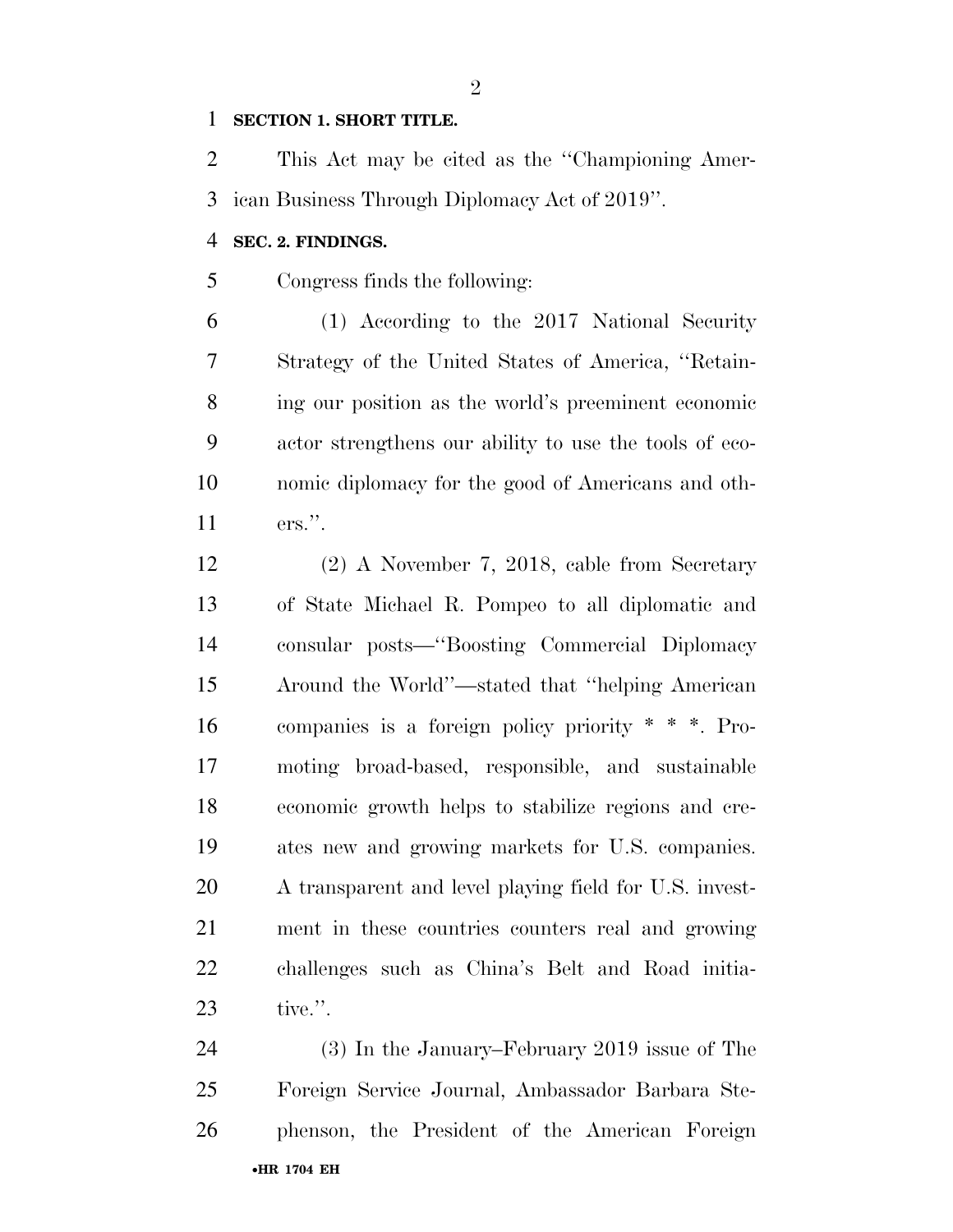**SECTION 1. SHORT TITLE.**

This Act may be cited as the ''Championing American Business Through Diplomacy Act of 2019''.

**SEC. 2. FINDINGS.**

Congress finds the following:

(1) According to the 2017 National Security Strategy of the United States of America, ''Retaining our position as the world's preeminent economic actor strengthens our ability to use the tools of economic diplomacy for the good of Americans and others.''.

(2) A November 7, 2018, cable from Secretary of State Michael R. Pompeo to all diplomatic and consular posts—''Boosting Commercial Diplomacy Around the World''—stated that ''helping American companies is a foreign policy priority * * *. Promoting broad-based, responsible, and sustainable economic growth helps to stabilize regions and creates new and growing markets for U.S. companies. A transparent and level playing field for U.S. investment in these countries counters real and growing challenges such as China's Belt and Road initiative.''.

(3) In the January–February 2019 issue of The Foreign Service Journal, Ambassador Barbara Stephenson, the President of the American Foreign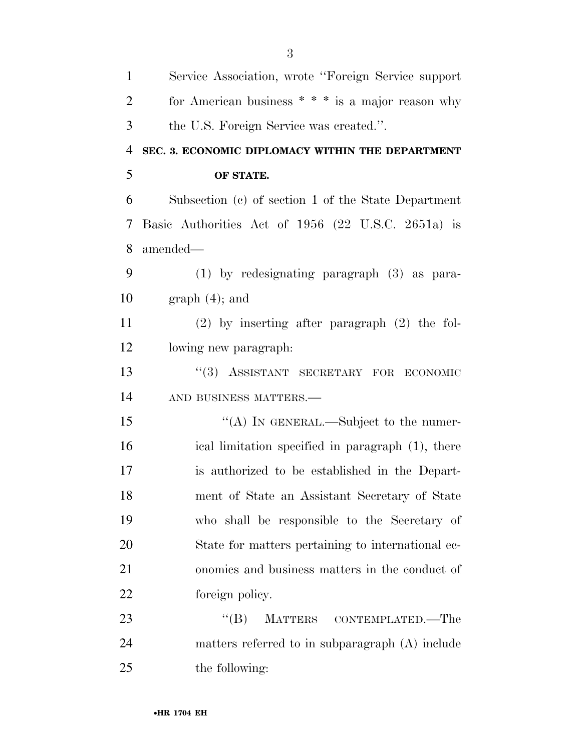Service Association, wrote ''Foreign Service support for American business * * * is a major reason why the U.S. Foreign Service was created.''.

**SEC. 3. ECONOMIC DIPLOMACY WITHIN THE DEPARTMENT OF STATE.**

Subsection (c) of section 1 of the State Department Basic Authorities Act of 1956 (22 U.S.C. 2651a) is amended—

(1) by redesignating paragraph (3) as paragraph (4); and

(2) by inserting after paragraph (2) the following new paragraph:

''(3) ASSISTANT SECRETARY FOR ECONOMIC AND BUSINESS MATTERS.—

''(A) IN GENERAL.—Subject to the numerical limitation specified in paragraph (1), there is authorized to be established in the Department of State an Assistant Secretary of State who shall be responsible to the Secretary of State for matters pertaining to international economics and business matters in the conduct of foreign policy.

''(B) MATTERS CONTEMPLATED.—The matters referred to in subparagraph (A) include the following: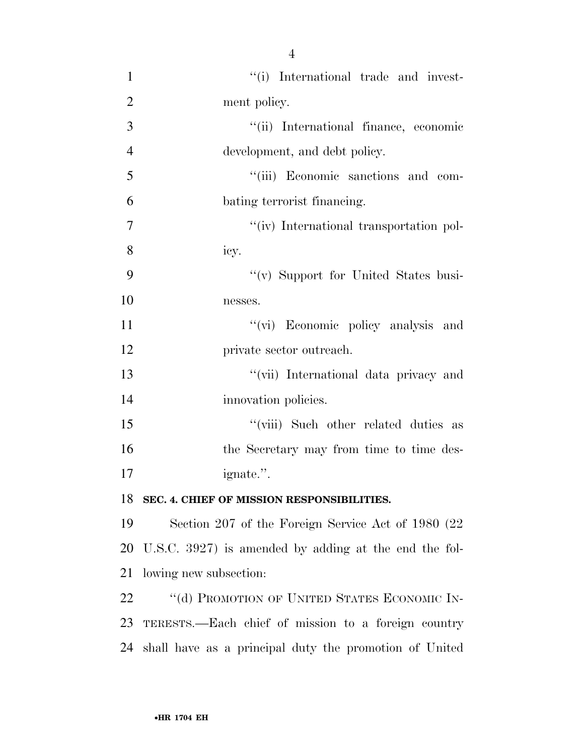"(i) International trade and investment policy.

"(ii) International finance, economic development, and debt policy.

"(iii) Economic sanctions and combating terrorist financing.

"(iv) International transportation policy.

"(v) Support for United States businesses.

"(vi) Economic policy analysis and private sector outreach.

"(vii) International data privacy and innovation policies.

"(viii) Such other related duties as the Secretary may from time to time designate.".

**SEC. 4. CHIEF OF MISSION RESPONSIBILITIES.**

Section 207 of the Foreign Service Act of 1980 (22 U.S.C. 3927) is amended by adding at the end the following new subsection:

"(d) PROMOTION OF UNITED STATES ECONOMIC INTERESTS.—Each chief of mission to a foreign country shall have as a principal duty the promotion of United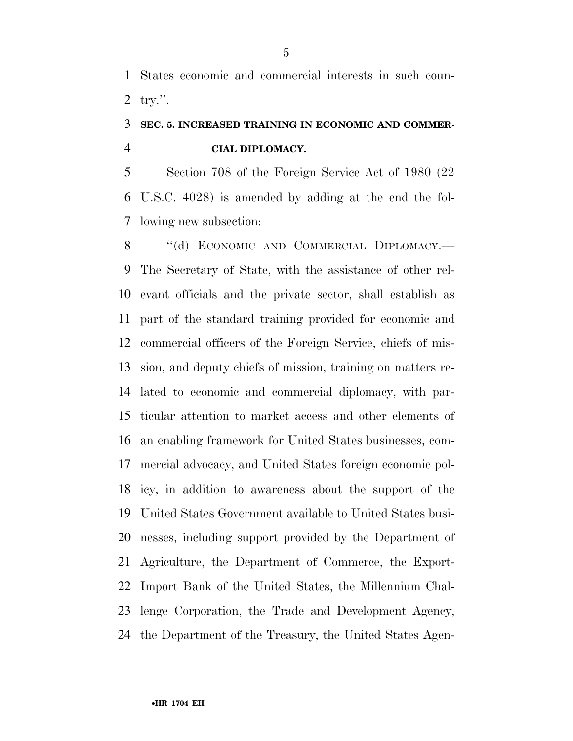States economic and commercial interests in such country.''.

### SEC. 5. INCREASED TRAINING IN ECONOMIC AND COMMERCIAL DIPLOMACY.

Section 708 of the Foreign Service Act of 1980 (22 U.S.C. 4028) is amended by adding at the end the following new subsection:

``(d) ECONOMIC AND COMMERCIAL DIPLOMACY.—The Secretary of State, with the assistance of other relevant officials and the private sector, shall establish as part of the standard training provided for economic and commercial officers of the Foreign Service, chiefs of mission, and deputy chiefs of mission, training on matters related to economic and commercial diplomacy, with particular attention to market access and other elements of an enabling framework for United States businesses, commercial advocacy, and United States foreign economic policy, in addition to awareness about the support of the United States Government available to United States businesses, including support provided by the Department of Agriculture, the Department of Commerce, the Export-Import Bank of the United States, the Millennium Challenge Corporation, the Trade and Development Agency, the Department of the Treasury, the United States Agen-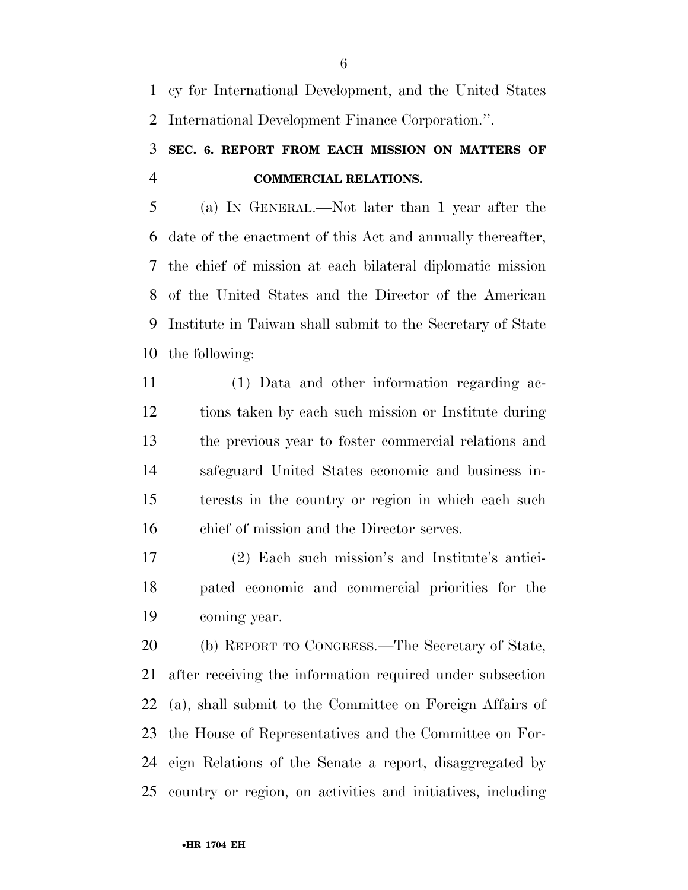cy for International Development, and the United States International Development Finance Corporation.''.

## SEC. 6. REPORT FROM EACH MISSION ON MATTERS OF COMMERCIAL RELATIONS.

(a) IN GENERAL.—Not later than 1 year after the date of the enactment of this Act and annually thereafter, the chief of mission at each bilateral diplomatic mission of the United States and the Director of the American Institute in Taiwan shall submit to the Secretary of State the following:

(1) Data and other information regarding actions taken by each such mission or Institute during the previous year to foster commercial relations and safeguard United States economic and business interests in the country or region in which each such chief of mission and the Director serves.

(2) Each such mission's and Institute's anticipated economic and commercial priorities for the coming year.

(b) REPORT TO CONGRESS.—The Secretary of State, after receiving the information required under subsection (a), shall submit to the Committee on Foreign Affairs of the House of Representatives and the Committee on Foreign Relations of the Senate a report, disaggregated by country or region, on activities and initiatives, including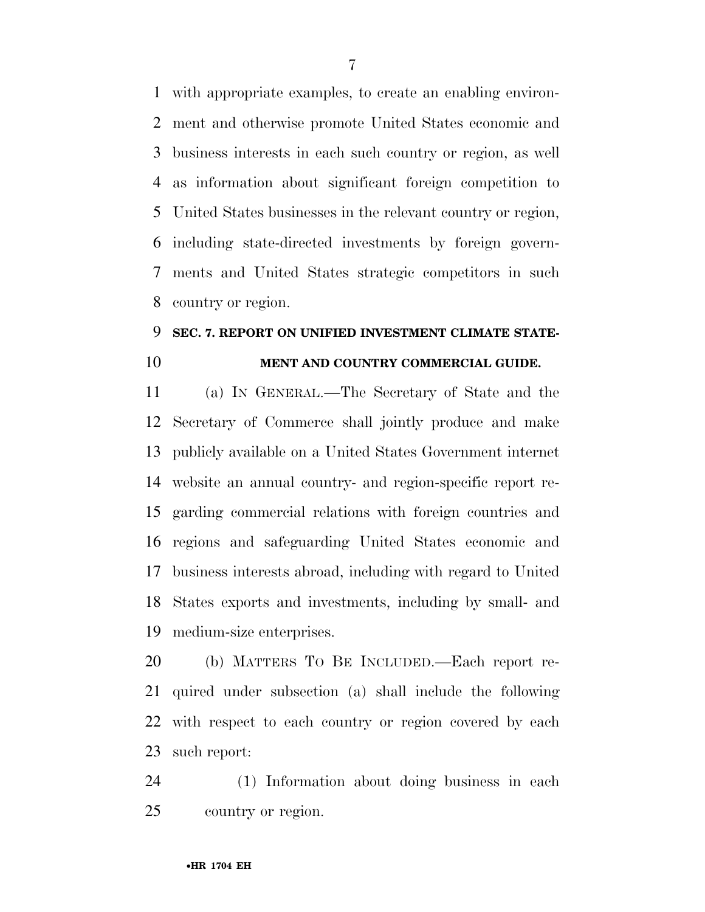with appropriate examples, to create an enabling environment and otherwise promote United States economic and business interests in each such country or region, as well as information about significant foreign competition to United States businesses in the relevant country or region, including state-directed investments by foreign governments and United States strategic competitors in such country or region.

## SEC. 7. REPORT ON UNIFIED INVESTMENT CLIMATE STATEMENT AND COUNTRY COMMERCIAL GUIDE.

(a) IN GENERAL.—The Secretary of State and the Secretary of Commerce shall jointly produce and make publicly available on a United States Government internet website an annual country- and region-specific report regarding commercial relations with foreign countries and regions and safeguarding United States economic and business interests abroad, including with regard to United States exports and investments, including by small- and medium-size enterprises.

(b) MATTERS TO BE INCLUDED.—Each report required under subsection (a) shall include the following with respect to each country or region covered by each such report:

(1) Information about doing business in each country or region.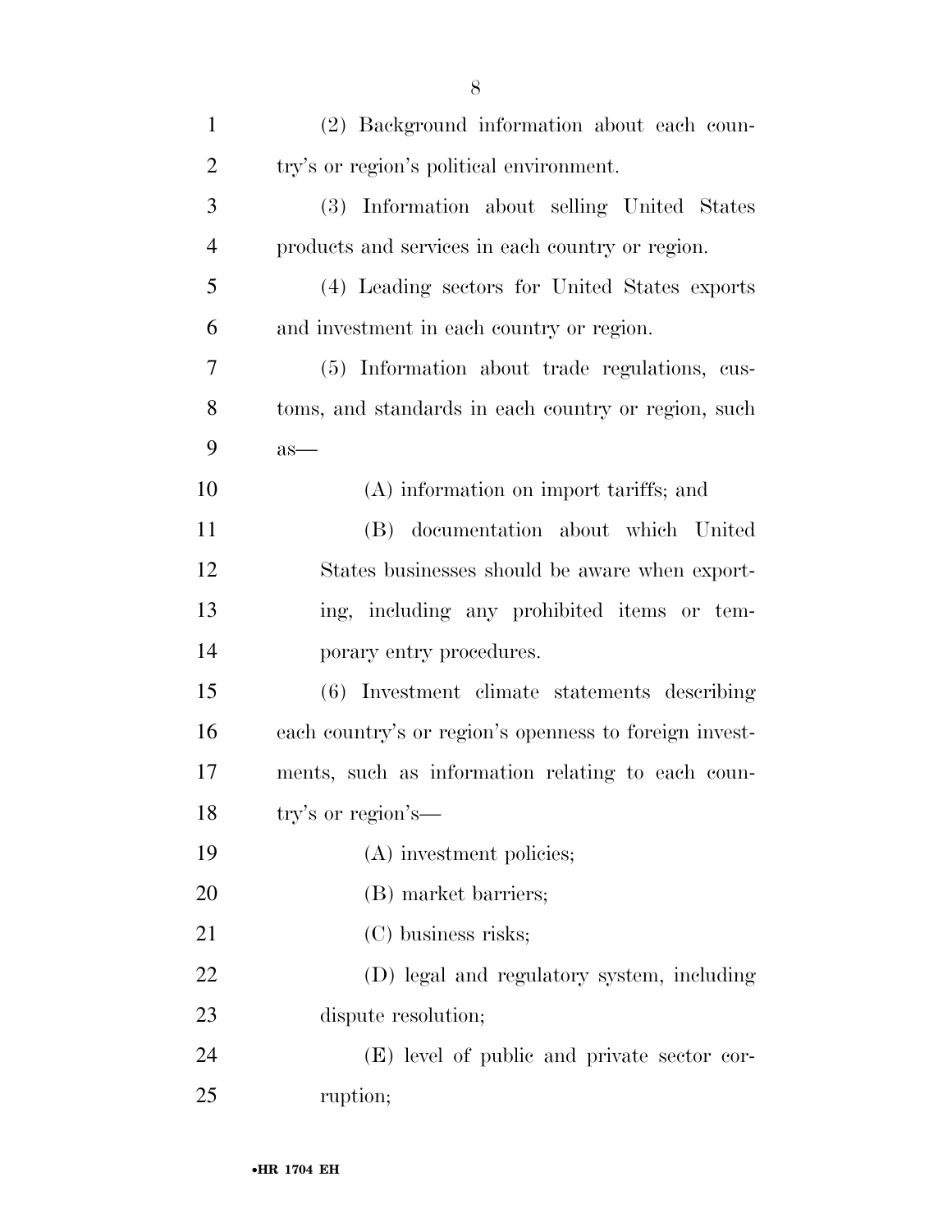(2) Background information about each country's or region's political environment.

(3) Information about selling United States products and services in each country or region.

(4) Leading sectors for United States exports and investment in each country or region.

(5) Information about trade regulations, customs, and standards in each country or region, such as—

(A) information on import tariffs; and

(B) documentation about which United States businesses should be aware when exporting, including any prohibited items or temporary entry procedures.

(6) Investment climate statements describing each country's or region's openness to foreign investments, such as information relating to each country's or region's—

(A) investment policies;

(B) market barriers;

(C) business risks;

(D) legal and regulatory system, including dispute resolution;

(E) level of public and private sector corruption;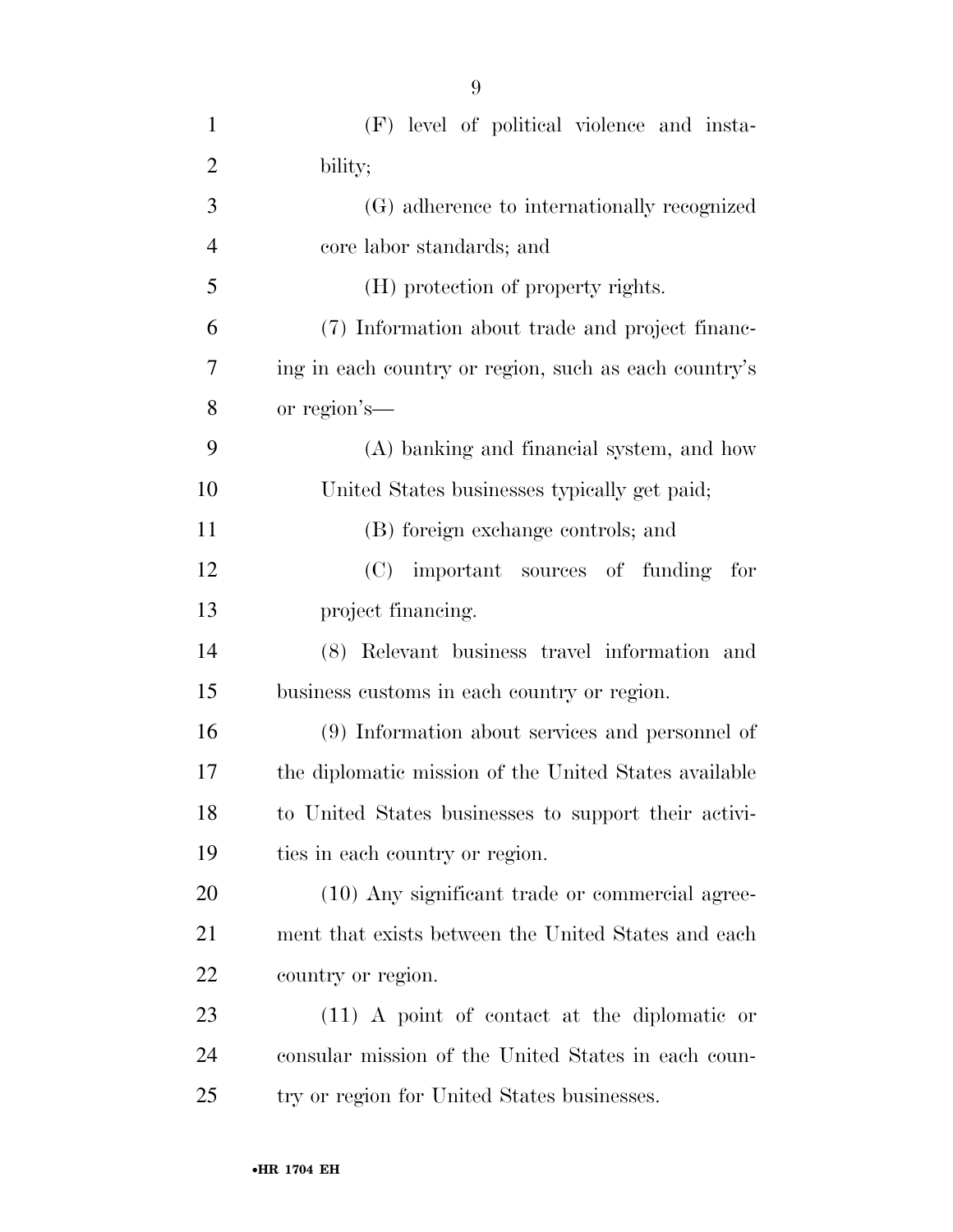(F) level of political violence and instability;

(G) adherence to internationally recognized core labor standards; and

(H) protection of property rights.

(7) Information about trade and project financing in each country or region, such as each country's or region's—

(A) banking and financial system, and how United States businesses typically get paid;

(B) foreign exchange controls; and

(C) important sources of funding for project financing.

(8) Relevant business travel information and business customs in each country or region.

(9) Information about services and personnel of the diplomatic mission of the United States available to United States businesses to support their activities in each country or region.

(10) Any significant trade or commercial agreement that exists between the United States and each country or region.

(11) A point of contact at the diplomatic or consular mission of the United States in each country or region for United States businesses.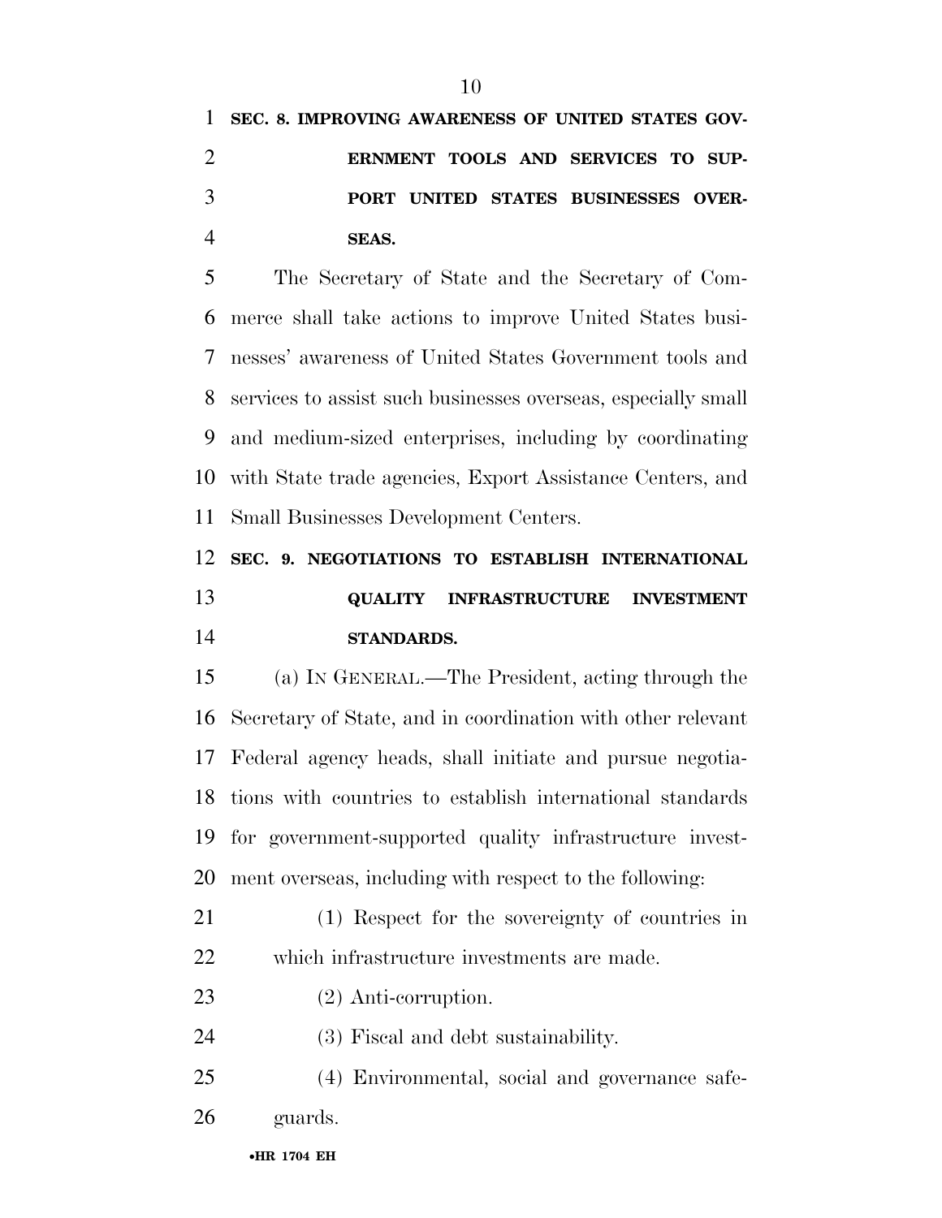**SEC. 8. IMPROVING AWARENESS OF UNITED STATES GOVERNMENT TOOLS AND SERVICES TO SUPPORT UNITED STATES BUSINESSES OVERSEAS.**

The Secretary of State and the Secretary of Commerce shall take actions to improve United States businesses' awareness of United States Government tools and services to assist such businesses overseas, especially small and medium-sized enterprises, including by coordinating with State trade agencies, Export Assistance Centers, and Small Businesses Development Centers.

**SEC. 9. NEGOTIATIONS TO ESTABLISH INTERNATIONAL QUALITY INFRASTRUCTURE INVESTMENT STANDARDS.**

(a) IN GENERAL.—The President, acting through the Secretary of State, and in coordination with other relevant Federal agency heads, shall initiate and pursue negotiations with countries to establish international standards for government-supported quality infrastructure investment overseas, including with respect to the following:

(1) Respect for the sovereignty of countries in which infrastructure investments are made.

(2) Anti-corruption.

(3) Fiscal and debt sustainability.

(4) Environmental, social and governance safeguards.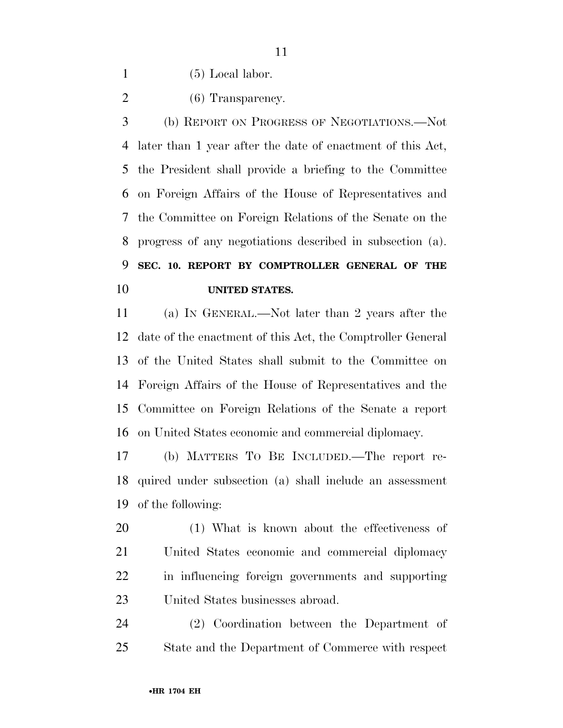(5) Local labor.

(6) Transparency.

(b) REPORT ON PROGRESS OF NEGOTIATIONS.—Not later than 1 year after the date of enactment of this Act, the President shall provide a briefing to the Committee on Foreign Affairs of the House of Representatives and the Committee on Foreign Relations of the Senate on the progress of any negotiations described in subsection (a).

## SEC. 10. REPORT BY COMPTROLLER GENERAL OF THE UNITED STATES.

(a) IN GENERAL.—Not later than 2 years after the date of the enactment of this Act, the Comptroller General of the United States shall submit to the Committee on Foreign Affairs of the House of Representatives and the Committee on Foreign Relations of the Senate a report on United States economic and commercial diplomacy.

(b) MATTERS TO BE INCLUDED.—The report required under subsection (a) shall include an assessment of the following:

(1) What is known about the effectiveness of United States economic and commercial diplomacy in influencing foreign governments and supporting United States businesses abroad.

(2) Coordination between the Department of State and the Department of Commerce with respect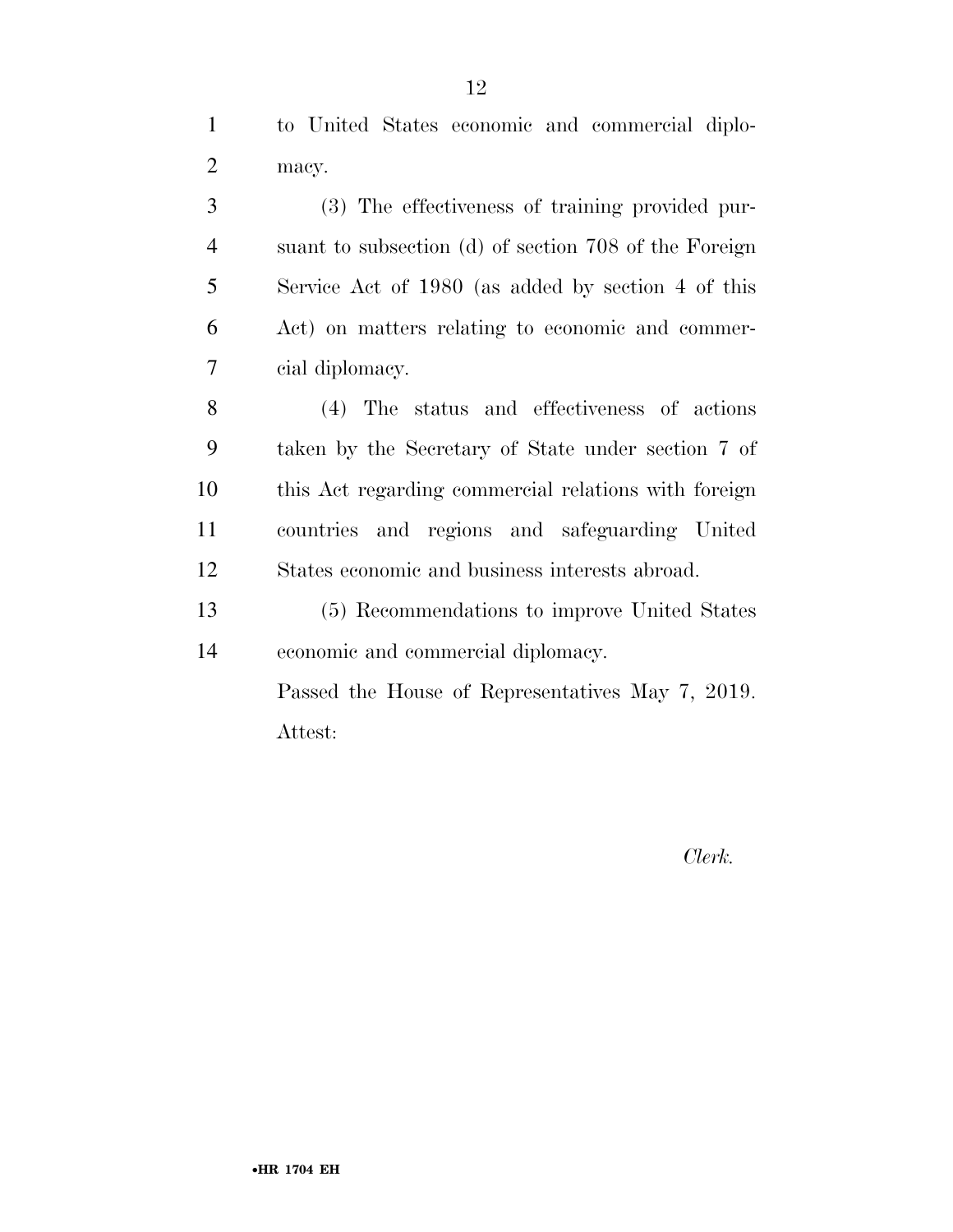to United States economic and commercial diplomacy.

(3) The effectiveness of training provided pursuant to subsection (d) of section 708 of the Foreign Service Act of 1980 (as added by section 4 of this Act) on matters relating to economic and commercial diplomacy.

(4) The status and effectiveness of actions taken by the Secretary of State under section 7 of this Act regarding commercial relations with foreign countries and regions and safeguarding United States economic and business interests abroad.

(5) Recommendations to improve United States economic and commercial diplomacy.

Passed the House of Representatives May 7, 2019.

Attest:

*Clerk.*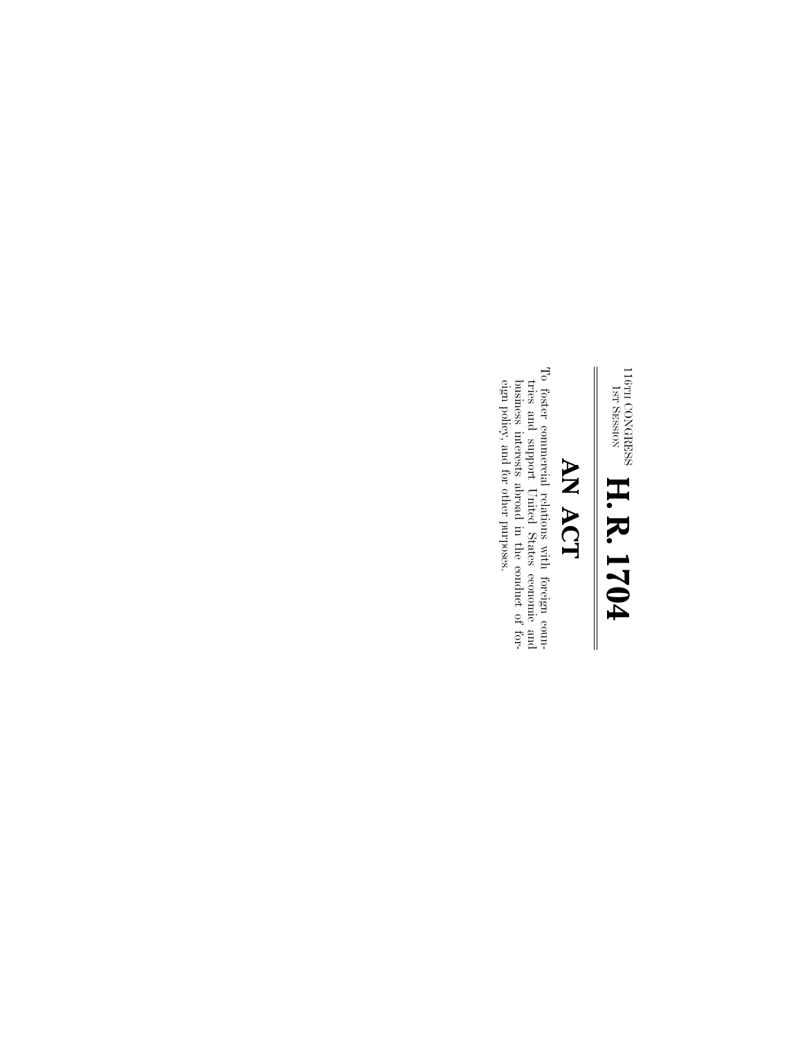116TH CONGRESS
1ST SESSION

# H. R. 1704

---

# AN ACT

To foster commercial relations with foreign countries and support United States economic and business interests abroad in the conduct of foreign policy, and for other purposes.